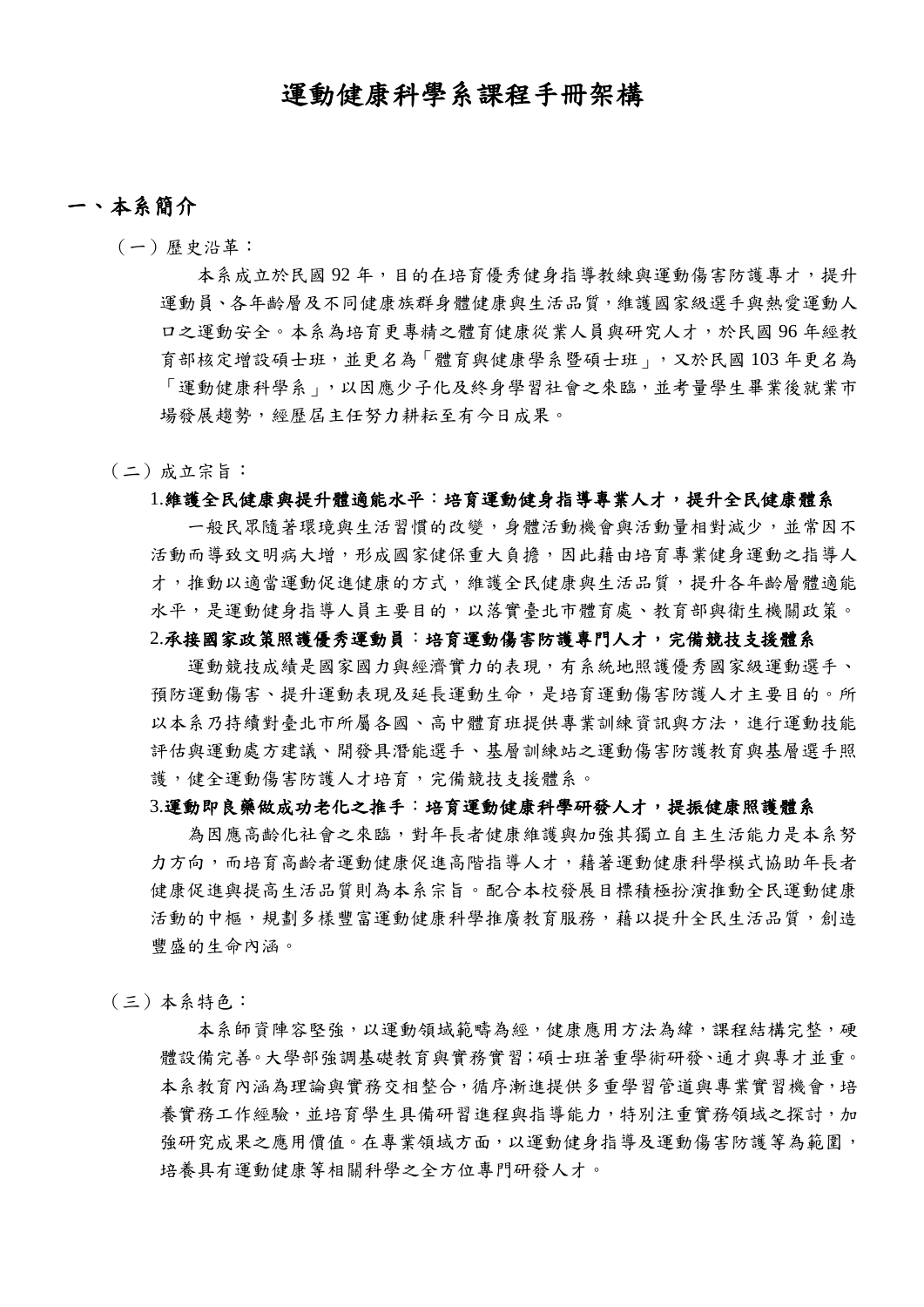# 運動健康科學系課程手冊架構

## 一、本系簡介

（一）歷史沿革：

本系成立於民國 92 年，目的在培育優秀健身指導教練與運動傷害防護專才，提升運動員、各年齡層及不同健康族群身體健康與生活品質，維護國家級選手與熱愛運動人口之運動安全。本系為培育更專精之體育健康從業人員與研究人才，於民國 96 年經教育部核定增設碩士班，並更名為「體育與健康學系暨碩士班」，又於民國 103 年更名為「運動健康科學系」，以因應少子化及終身學習社會之來臨，並考量學生畢業後就業市場發展趨勢，經歷屆主任努力耕耘至有今日成果。

（二）成立宗旨：

**1.維護全民健康與提升體適能水平：培育運動健身指導專業人才，提升全民健康體系**

一般民眾隨著環境與生活習慣的改變，身體活動機會與活動量相對減少，並常因不活動而導致文明病大增，形成國家健保重大負擔，因此藉由培育專業健身運動之指導人才，推動以適當運動促進健康的方式，維護全民健康與生活品質，提升各年齡層體適能水平，是運動健身指導人員主要目的，以落實臺北市體育處、教育部與衛生機關政策。

**2.承接國家政策照護優秀運動員：培育運動傷害防護專門人才，完備競技支援體系**

運動競技成績是國家國力與經濟實力的表現，有系統地照護優秀國家級運動選手、預防運動傷害、提升運動表現及延長運動生命，是培育運動傷害防護人才主要目的。所以本系乃持續對臺北市所屬各國、高中體育班提供專業訓練資訊與方法，進行運動技能評估與運動處方建議、開發具潛能選手、基層訓練站之運動傷害防護教育與基層選手照護，健全運動傷害防護人才培育，完備競技支援體系。

**3.運動即良藥做成功老化之推手：培育運動健康科學研發人才，提振健康照護體系**

為因應高齡化社會之來臨，對年長者健康維護與加強其獨立自主生活能力是本系努力方向，而培育高齡者運動健康促進高階指導人才，藉著運動健康科學模式協助年長者健康促進與提高生活品質則為本系宗旨。配合本校發展目標積極扮演推動全民運動健康活動的中樞，規劃多樣豐富運動健康科學推廣教育服務，藉以提升全民生活品質，創造豐盛的生命內涵。

（三）本系特色：

本系師資陣容堅強，以運動領域範疇為經，健康應用方法為緯，課程結構完整，硬體設備完善。大學部強調基礎教育與實務實習；碩士班著重學術研發、通才與專才並重。本系教育內涵為理論與實務交相整合，循序漸進提供多重學習管道與專業實習機會，培養實務工作經驗，並培育學生具備研習進程與指導能力，特別注重實務領域之探討，加強研究成果之應用價值。在專業領域方面，以運動健身指導及運動傷害防護等為範圍，培養具有運動健康等相關科學之全方位專門研發人才。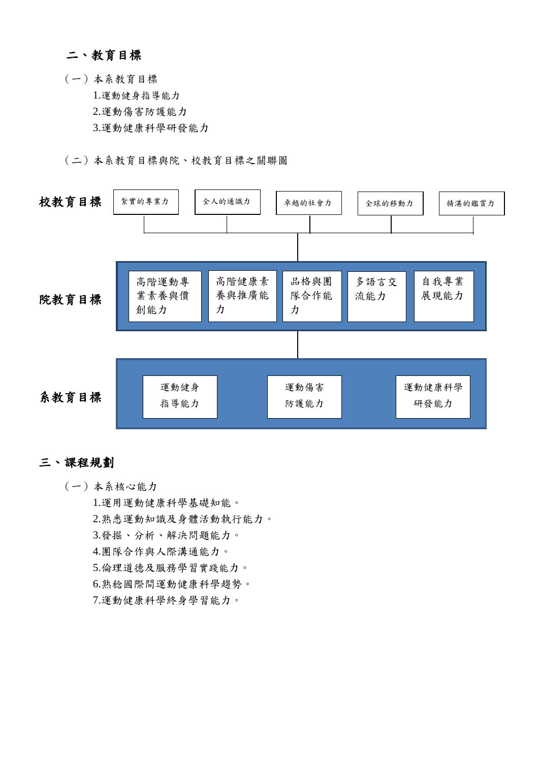## 二、教育目標

（一）本系教育目標

1.運動健身指導能力
2.運動傷害防護能力
3.運動健康科學研發能力

（二）本系教育目標與院、校教育目標之關聯圖

**校教育目標**

- 紮實的專業力
- 全人的通識力
- 卓越的社會力
- 全球的移動力
- 精湛的鑑賞力

**院教育目標**

- 高階運動專業素養與價創能力
- 高階健康素養與推廣能力
- 品格與團隊合作能力
- 多語言交流能力
- 自我專業展現能力

**系教育目標**

- 運動健身指導能力
- 運動傷害防護能力
- 運動健康科學研發能力

## 三、課程規劃

（一）本系核心能力

1.運用運動健康科學基礎知能。
2.熟悉運動知識及身體活動執行能力。
3.發掘、分析、解決問題能力。
4.團隊合作與人際溝通能力。
5.倫理道德及服務學習實踐能力。
6.熟稔國際間運動健康科學趨勢。
7.運動健康科學終身學習能力。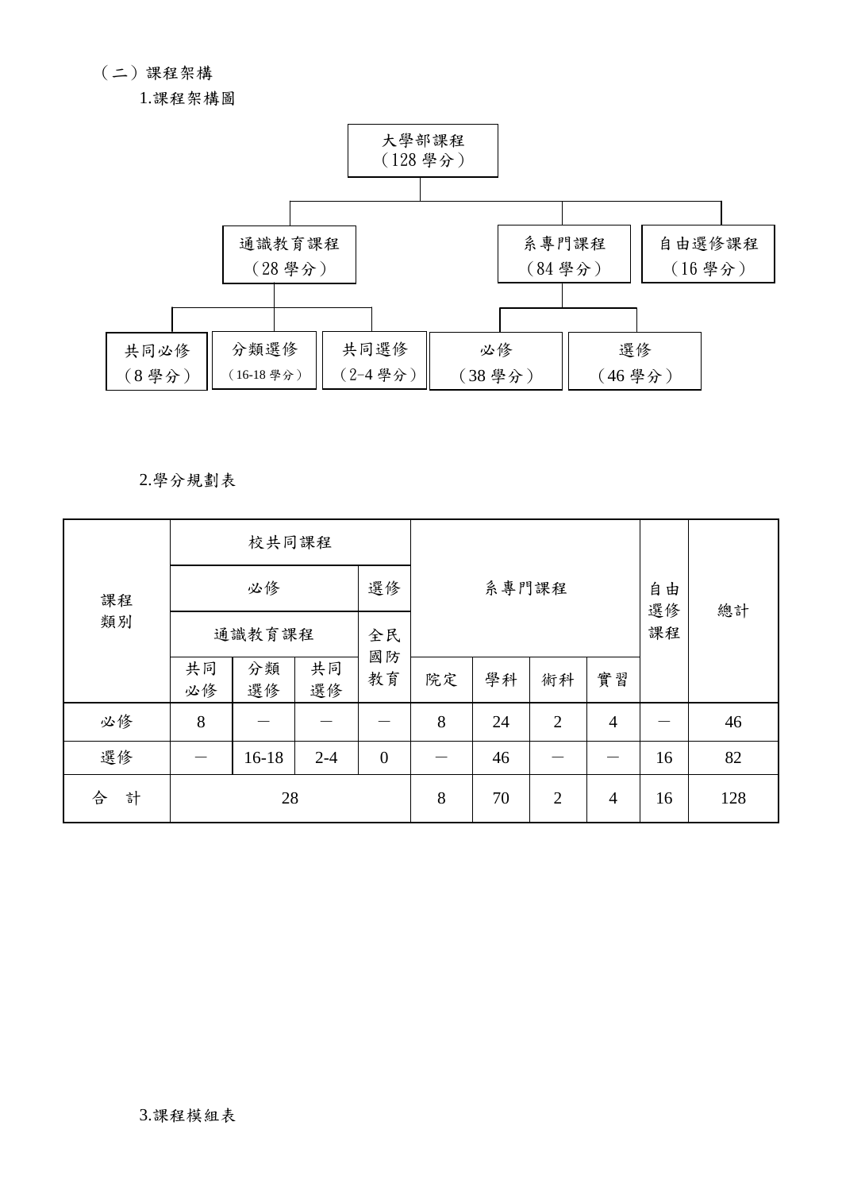（二）課程架構

1.課程架構圖

- 大學部課程（128 學分）
  - 通識教育課程（28 學分）
    - 共同必修（8 學分）
    - 分類選修（16-18 學分）
    - 共同選修（2-4 學分）
  - 系專門課程（84 學分）
    - 必修（38 學分）
    - 選修（46 學分）
  - 自由選修課程（16 學分）

2.學分規劃表

| 課程類別 | 校共同課程 | | | | 系專門課程 | | | | 自由選修課程 | 總計 |
|---|---|---|---|---|---|---|---|---|---|---|
| | 必修 | | | 選修 | | | | | | |
| | 通識教育課程 | | | 全民國防教育 | | | | | | |
| | 共同必修 | 分類選修 | 共同選修 | | 院定 | 學科 | 術科 | 實習 | | |
| 必修 | 8 | － | － | － | 8 | 24 | 2 | 4 | － | 46 |
| 選修 | － | 16-18 | 2-4 | 0 | － | 46 | － | － | 16 | 82 |
| 合　計 | 28 | | | | 8 | 70 | 2 | 4 | 16 | 128 |

3.課程模組表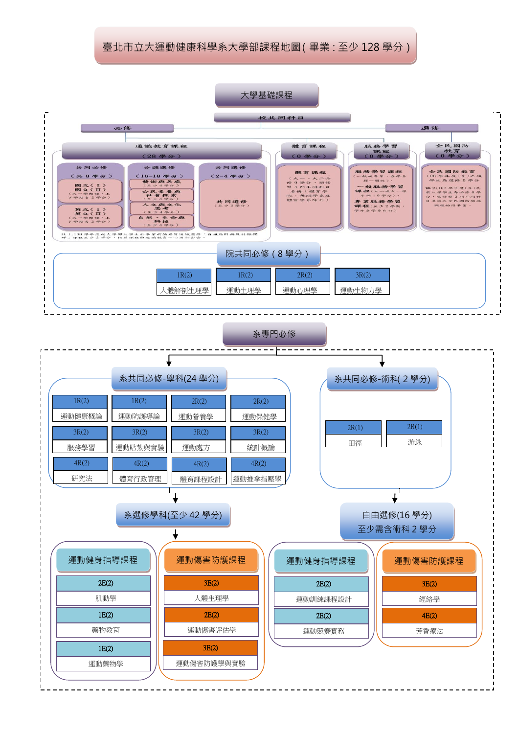# 臺北市立大運動健康科學系大學部課程地圖(畢業:至少 128 學分)

## 大學基礎課程

### 校共同科目

**必修**

- 通識教育課程(28 學分)
  - 共同必修(共 8 學分)
    - 國文(I)、國文(II)(大一學期課,上下學期各 2 學分)
    - 英文(I)、英文(II)(大一學期課,上下學期各 2 學分)
  - 分類選修(16-18 學分)
    - 藝術與美感(至少 4 學分)
    - 公民素養與社會探索(至少 4 學分)
    - 人文與文化思考(至少 4 學分)
    - 自然、生命與科技(至少 4 學分)
  - 共同選修(2-4 學分)
    - 共同選修(至少 2 學分)

註 1:108 學年度起大學部入學生於畢業前需修習通識選修「資訊應用與統計類課程」課程至少 2 學分,相關課程由通識教育中心另行公告。

- 體育課程(0 學分)
  - 體育課程(大一、大二必修 0 學分,須修習 4 門不同科目名稱;體育學院、舞蹈學系及體育學系除外)
- 服務學習課程(0 學分)
  - 服務學習課程(一般服務學習、專業服務學習)
  - 一般服務學習課程(大一或大一學年課,0 學分)
  - 專業服務學習課程(至少 2 學期,學分各系自訂)

**選修**

- 全民國防教育(0 學分)
  - 全民國防教育:108 學年度(含)之後學生為選修 0 學分
  - 註 2:107 學年度(含)之前入學學生為必修 0 學分,需修習 2 門不同科目名稱之全民國防領域課程始得畢業。

### 院共同必修(8 學分)

| 1R(2) | 1R(2) | 2R(2) | 3R(2) |
|---|---|---|---|
| 人體解剖生理學 | 運動生理學 | 運動心理學 | 運動生物力學 |

## 系專門必修

### 系共同必修-學科(24 學分)

| 1R(2) | 1R(2) | 2R(2) | 2R(2) |
|---|---|---|---|
| 運動健康概論 | 運動防護導論 | 運動營養學 | 運動保健學 |
| **3R(2)** | **3R(2)** | **3R(2)** | **3R(2)** |
| 服務學習 | 運動貼紮與實驗 | 運動處方 | 統計概論 |
| **4R(2)** | **4R(2)** | **4R(2)** | **4R(2)** |
| 研究法 | 體育行政管理 | 體育課程設計 | 運動推拿指壓學 |

### 系共同必修-術科(2 學分)

| 2R(1) | 2R(1) |
|---|---|
| 田徑 | 游泳 |

### 系選修學科(至少 42 學分)

**運動健身指導課程**

| 課程 | |
|---|---|
| 2E(2) | 肌動學 |
| 1E(2) | 藥物教育 |
| 1E(2) | 運動藥物學 |

**運動傷害防護課程**

| 課程 | |
|---|---|
| 3E(2) | 人體生理學 |
| 2E(2) | 運動傷害評估學 |
| 3E(2) | 運動傷害防護學與實驗 |

### 自由選修(16 學分)至少需含術科 2 學分

**運動健身指導課程**

| 課程 | |
|---|---|
| 2E(2) | 運動訓練課程設計 |
| 2E(2) | 運動競賽實務 |

**運動傷害防護課程**

| 課程 | |
|---|---|
| 3E(2) | 經絡學 |
| 4E(2) | 芳香療法 |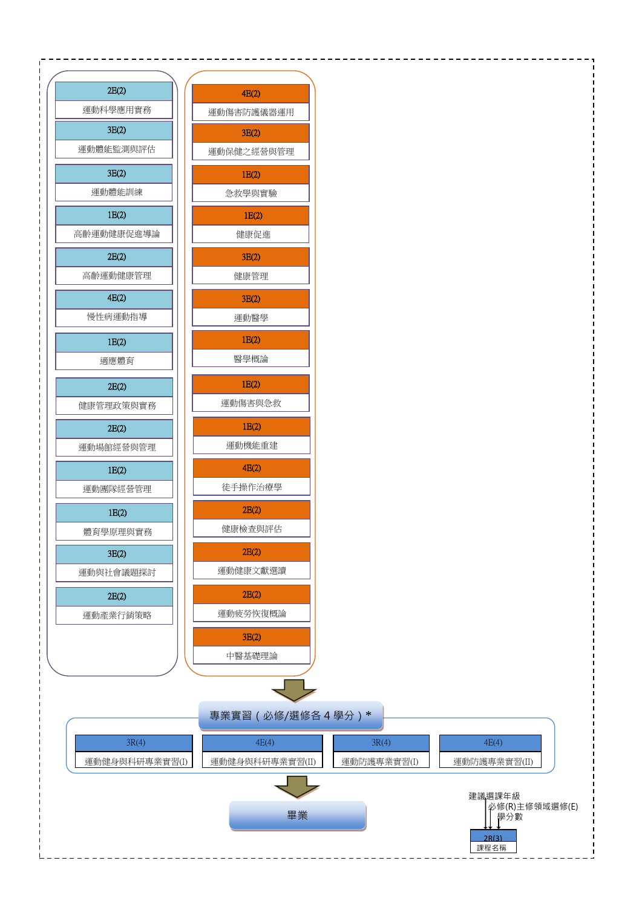| 2E(2) |
| --- |
| 運動科學應用實務 |
| 3E(2) 運動體能監測與評估 |
| 3E(2) 運動體能訓練 |
| 1E(2) 高齡運動健康促進導論 |
| 2E(2) 高齡運動健康管理 |
| 4E(2) 慢性病運動指導 |
| 1E(2) 適應體育 |
| 2E(2) 健康管理政策與實務 |
| 2E(2) 運動場館經營與管理 |
| 1E(2) 運動團隊經營管理 |
| 1E(2) 體育學原理與實務 |
| 3E(2) 運動與社會議題探討 |
| 2E(2) 運動產業行銷策略 |

| 4E(2) |
| --- |
| 運動傷害防護儀器運用 |
| 3E(2) 運動保健之經營與管理 |
| 1E(2) 急救學與實驗 |
| 1E(2) 健康促進 |
| 3E(2) 健康管理 |
| 3E(2) 運動醫學 |
| 1E(2) 醫學概論 |
| 1E(2) 運動傷害與急救 |
| 1E(2) 運動機能重建 |
| 4E(2) 徒手操作治療學 |
| 2E(2) 健康檢查與評估 |
| 2E(2) 運動健康文獻選讀 |
| 2E(2) 運動疲勞恢復概論 |
| 3E(2) 中醫基礎理論 |

**專業實習（必修/選修各 4 學分）***

| 3R(4) | 4E(4) | 3R(4) | 4E(4) |
| --- | --- | --- | --- |
| 運動健身與科研專業實習(I) | 運動健身與科研專業實習(II) | 運動防護專業實習(I) | 運動防護專業實習(II) |

**畢業**

建議選課年級
必修(R)主修領域選修(E)
學分數

| 2R(3) |
| --- |
| 課程名稱 |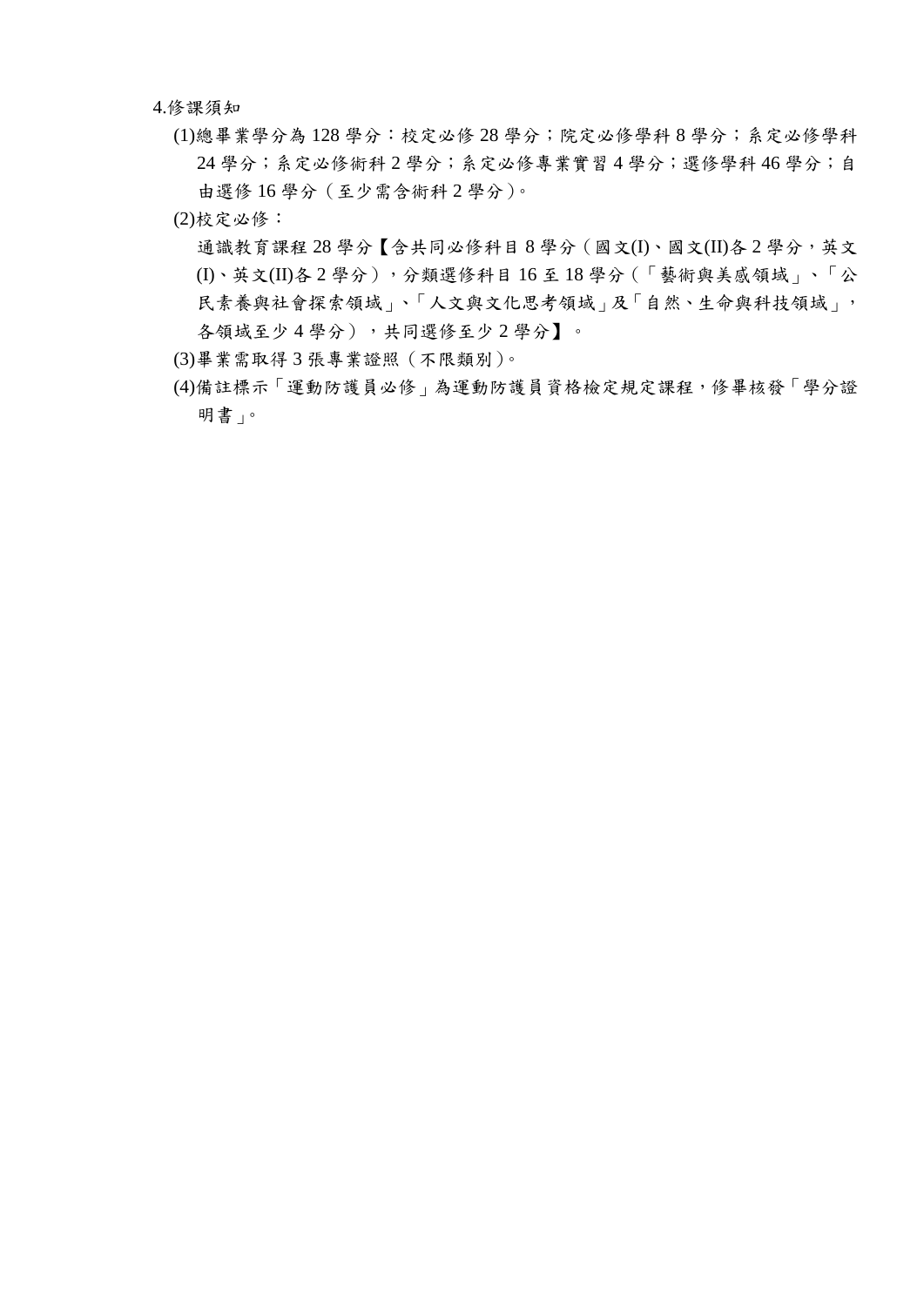4.修課須知

(1)總畢業學分為 128 學分：校定必修 28 學分；院定必修學科 8 學分；系定必修學科 24 學分；系定必修術科 2 學分；系定必修專業實習 4 學分；選修學科 46 學分；自由選修 16 學分（至少需含術科 2 學分）。

(2)校定必修：

通識教育課程 28 學分【含共同必修科目 8 學分（國文(I)、國文(II)各 2 學分，英文(I)、英文(II)各 2 學分），分類選修科目 16 至 18 學分（「藝術與美感領域」、「公民素養與社會探索領域」、「人文與文化思考領域」及「自然、生命與科技領域」，各領域至少 4 學分），共同選修至少 2 學分】。

(3)畢業需取得 3 張專業證照（不限類別）。

(4)備註標示「運動防護員必修」為運動防護員資格檢定規定課程，修畢核發「學分證明書」。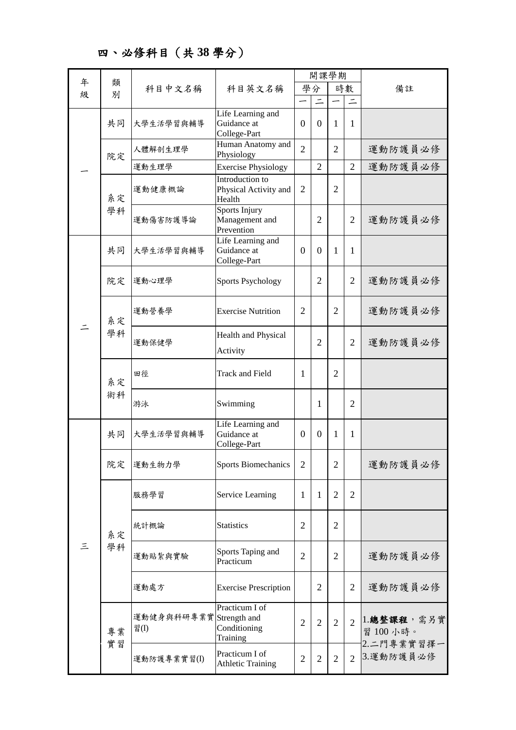# 四、必修科目（共 38 學分）

| 年級 | 類別 | 科目中文名稱 | 科目英文名稱 | 開課學期 學分 一 | 學分 二 | 時數 一 | 時數 二 | 備註 |
|---|---|---|---|---|---|---|---|---|
| 一 | 共同 | 大學生活學習與輔導 | Life Learning and Guidance at College-Part | 0 | 0 | 1 | 1 | |
| | 院定 | 人體解剖生理學 | Human Anatomy and Physiology | 2 | | 2 | | 運動防護員必修 |
| | | 運動生理學 | Exercise Physiology | | 2 | | 2 | 運動防護員必修 |
| | 系定學科 | 運動健康概論 | Introduction to Physical Activity and Health | 2 | | 2 | | |
| | | 運動傷害防護導論 | Sports Injury Management and Prevention | | 2 | | 2 | 運動防護員必修 |
| 二 | 共同 | 大學生活學習與輔導 | Life Learning and Guidance at College-Part | 0 | 0 | 1 | 1 | |
| | 院定 | 運動心理學 | Sports Psychology | | 2 | | 2 | 運動防護員必修 |
| | 系定學科 | 運動營養學 | Exercise Nutrition | 2 | | 2 | | 運動防護員必修 |
| | | 運動保健學 | Health and Physical Activity | | 2 | | 2 | 運動防護員必修 |
| | 系定術科 | 田徑 | Track and Field | 1 | | 2 | | |
| | | 游泳 | Swimming | | 1 | | 2 | |
| 三 | 共同 | 大學生活學習與輔導 | Life Learning and Guidance at College-Part | 0 | 0 | 1 | 1 | |
| | 院定 | 運動生物力學 | Sports Biomechanics | 2 | | 2 | | 運動防護員必修 |
| | 系定學科 | 服務學習 | Service Learning | 1 | 1 | 2 | 2 | |
| | | 統計概論 | Statistics | 2 | | 2 | | |
| | | 運動貼紮與實驗 | Sports Taping and Practicum | 2 | | 2 | | 運動防護員必修 |
| | | 運動處方 | Exercise Prescription | | 2 | | 2 | 運動防護員必修 |
| | 專業實習 | 運動健身與科研專業實習(I) | Practicum I of Strength and Conditioning Training | 2 | 2 | 2 | 2 | 1.**總整課程**，需另實習 100 小時。<br>2.二門專業實習擇一<br>3.運動防護員必修 |
| | | 運動防護專業實習(I) | Practicum I of Athletic Training | 2 | 2 | 2 | 2 | |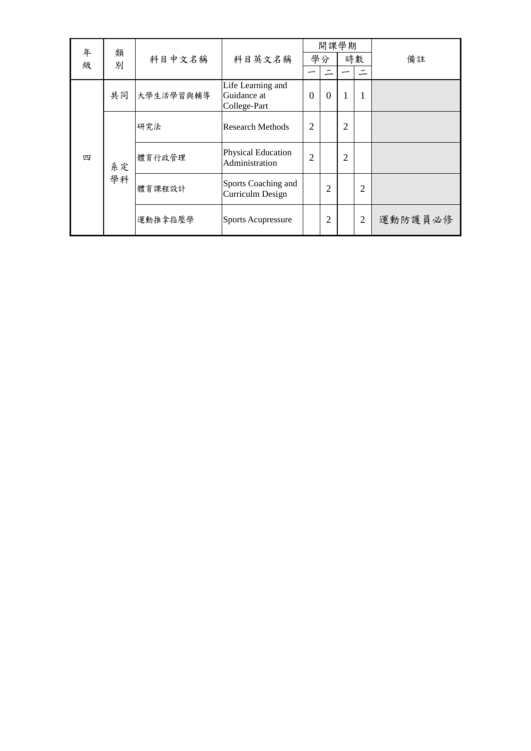| 年級 | 類別 | 科目中文名稱 | 科目英文名稱 | 開課學期 | | | | 備註 |
|---|---|---|---|---|---|---|---|---|
| | | | | 學分 | | 時數 | | |
| | | | | 一 | 二 | 一 | 二 | |
| 四 | 共同 | 大學生活學習與輔導 | Life Learning and Guidance at College-Part | 0 | 0 | 1 | 1 | |
| | 系定學科 | 研究法 | Research Methods | 2 | | 2 | | |
| | | 體育行政管理 | Physical Education Administration | 2 | | 2 | | |
| | | 體育課程設計 | Sports Coaching and Curriculm Design | | 2 | | 2 | |
| | | 運動推拿指壓學 | Sports Acupressure | | 2 | | 2 | 運動防護員必修 |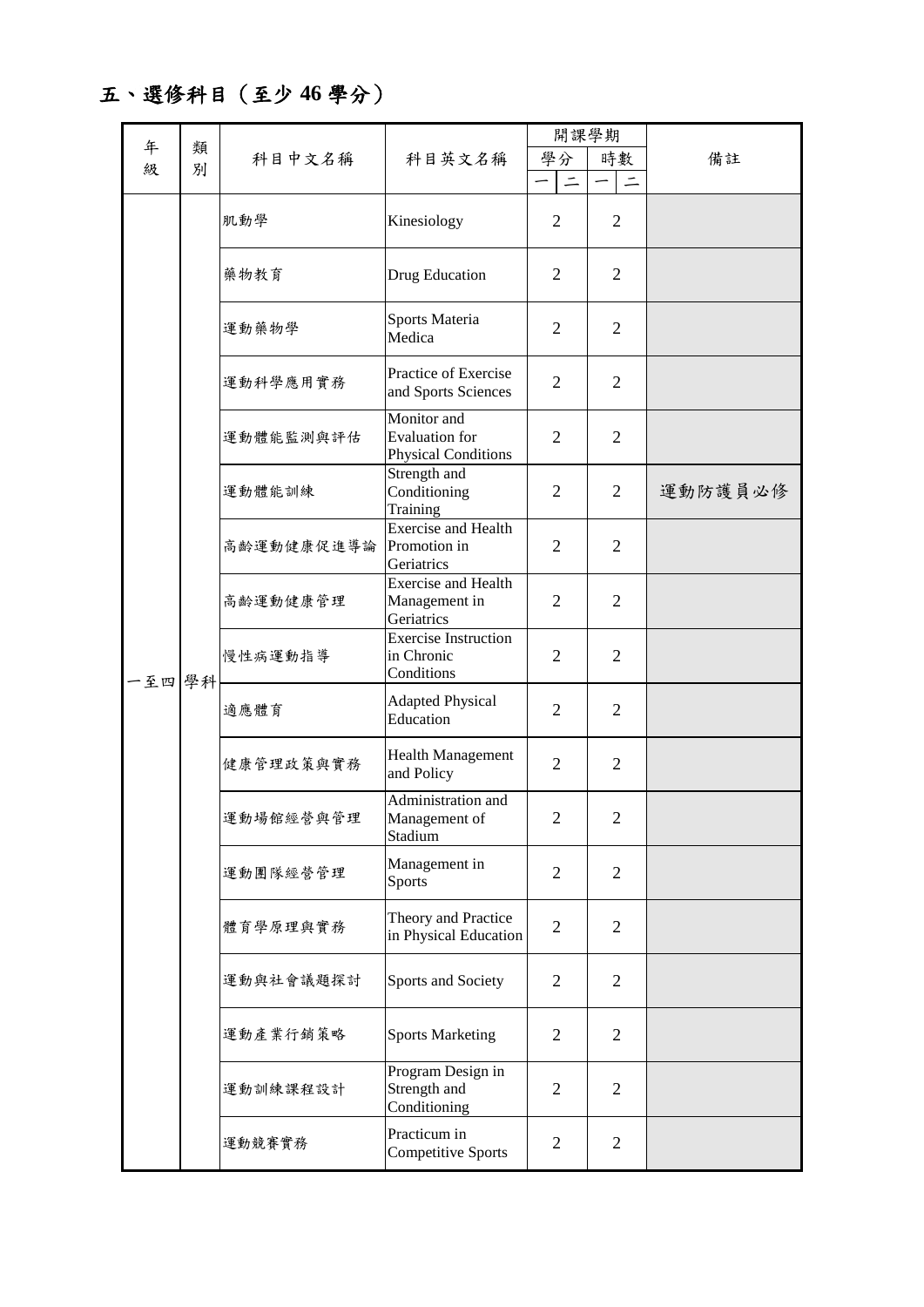# 五、選修科目（至少 46 學分）

| 年級 | 類別 | 科目中文名稱 | 科目英文名稱 | 開課學期 | | | | 備註 |
|---|---|---|---|---|---|---|---|---|
| | | | | 學分 | | 時數 | | |
| | | | | 一 | 二 | 一 | 二 | |
| 一至四 | 學科 | 肌動學 | Kinesiology | 2 | | 2 | | |
| | | 藥物教育 | Drug Education | 2 | | 2 | | |
| | | 運動藥物學 | Sports Materia Medica | 2 | | 2 | | |
| | | 運動科學應用實務 | Practice of Exercise and Sports Sciences | 2 | | 2 | | |
| | | 運動體能監測與評估 | Monitor and Evaluation for Physical Conditions | 2 | | 2 | | |
| | | 運動體能訓練 | Strength and Conditioning Training | 2 | | 2 | | 運動防護員必修 |
| | | 高齡運動健康促進導論 | Exercise and Health Promotion in Geriatrics | 2 | | 2 | | |
| | | 高齡運動健康管理 | Exercise and Health Management in Geriatrics | 2 | | 2 | | |
| | | 慢性病運動指導 | Exercise Instruction in Chronic Conditions | 2 | | 2 | | |
| | | 適應體育 | Adapted Physical Education | 2 | | 2 | | |
| | | 健康管理政策與實務 | Health Management and Policy | 2 | | 2 | | |
| | | 運動場館經營與管理 | Administration and Management of Stadium | 2 | | 2 | | |
| | | 運動團隊經營管理 | Management in Sports | 2 | | 2 | | |
| | | 體育學原理與實務 | Theory and Practice in Physical Education | 2 | | 2 | | |
| | | 運動與社會議題探討 | Sports and Society | 2 | | 2 | | |
| | | 運動產業行銷策略 | Sports Marketing | 2 | | 2 | | |
| | | 運動訓練課程設計 | Program Design in Strength and Conditioning | 2 | | 2 | | |
| | | 運動競賽實務 | Practicum in Competitive Sports | 2 | | 2 | | |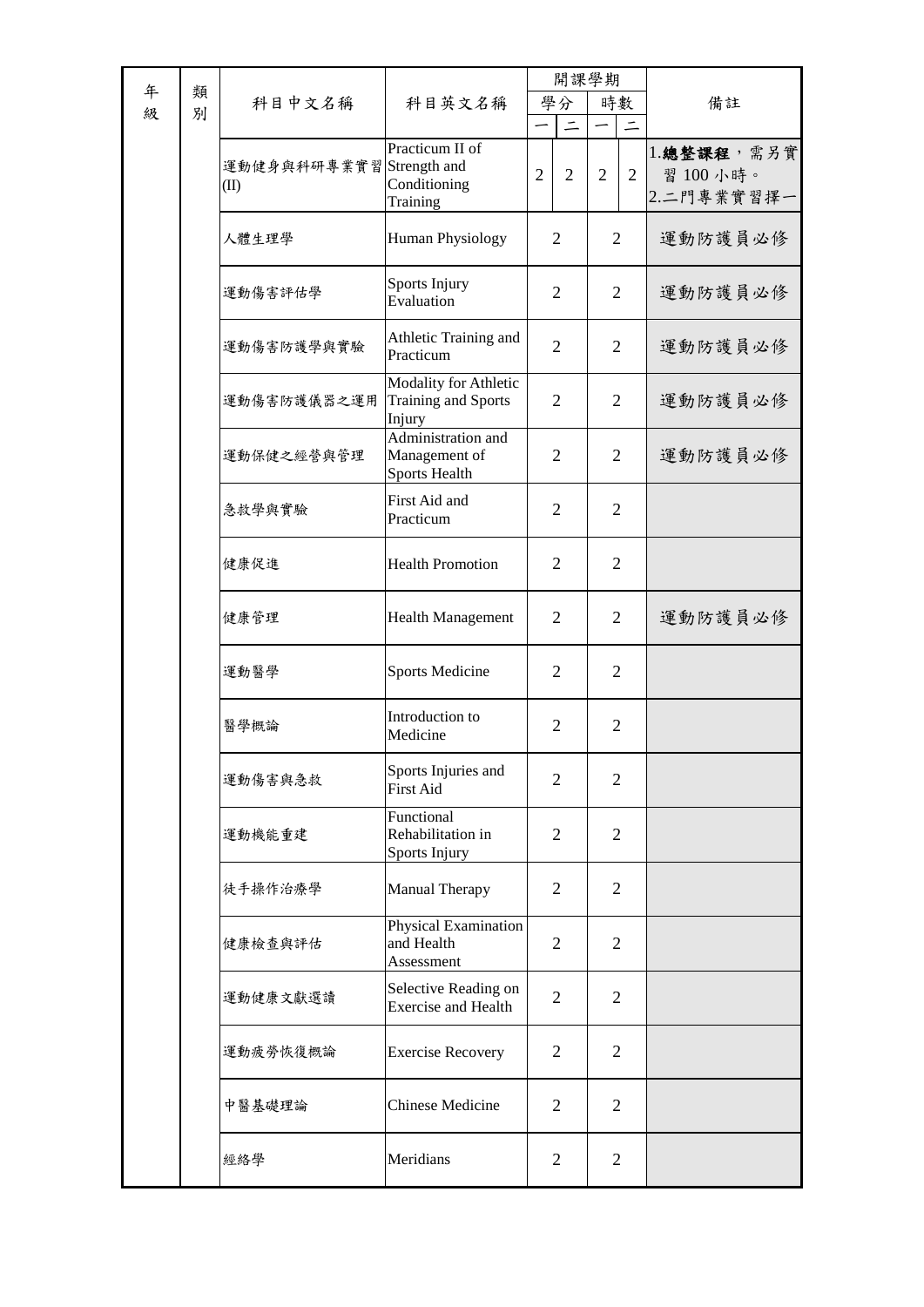| 年級 | 類別 | 科目中文名稱 | 科目英文名稱 | 開課學期 | | | | 備註 |
|---|---|---|---|---|---|---|---|---|
| | | | | 學分 | | 時數 | | |
| | | | | 一 | 二 | 一 | 二 | |
| | | 運動健身與科研專業實習(II) | Practicum II of Strength and Conditioning Training | 2 | 2 | 2 | 2 | 1.**總整課程**，需另實習 100 小時。<br>2.二門專業實習擇一 |
| | | 人體生理學 | Human Physiology | 2 | | 2 | | 運動防護員必修 |
| | | 運動傷害評估學 | Sports Injury Evaluation | 2 | | 2 | | 運動防護員必修 |
| | | 運動傷害防護學與實驗 | Athletic Training and Practicum | 2 | | 2 | | 運動防護員必修 |
| | | 運動傷害防護儀器之運用 | Modality for Athletic Training and Sports Injury | 2 | | 2 | | 運動防護員必修 |
| | | 運動保健之經營與管理 | Administration and Management of Sports Health | 2 | | 2 | | 運動防護員必修 |
| | | 急救學與實驗 | First Aid and Practicum | 2 | | 2 | | |
| | | 健康促進 | Health Promotion | 2 | | 2 | | |
| | | 健康管理 | Health Management | 2 | | 2 | | 運動防護員必修 |
| | | 運動醫學 | Sports Medicine | 2 | | 2 | | |
| | | 醫學概論 | Introduction to Medicine | 2 | | 2 | | |
| | | 運動傷害與急救 | Sports Injuries and First Aid | 2 | | 2 | | |
| | | 運動機能重建 | Functional Rehabilitation in Sports Injury | 2 | | 2 | | |
| | | 徒手操作治療學 | Manual Therapy | 2 | | 2 | | |
| | | 健康檢查與評估 | Physical Examination and Health Assessment | 2 | | 2 | | |
| | | 運動健康文獻選讀 | Selective Reading on Exercise and Health | 2 | | 2 | | |
| | | 運動疲勞恢復概論 | Exercise Recovery | 2 | | 2 | | |
| | | 中醫基礎理論 | Chinese Medicine | 2 | | 2 | | |
| | | 經絡學 | Meridians | 2 | | 2 | | |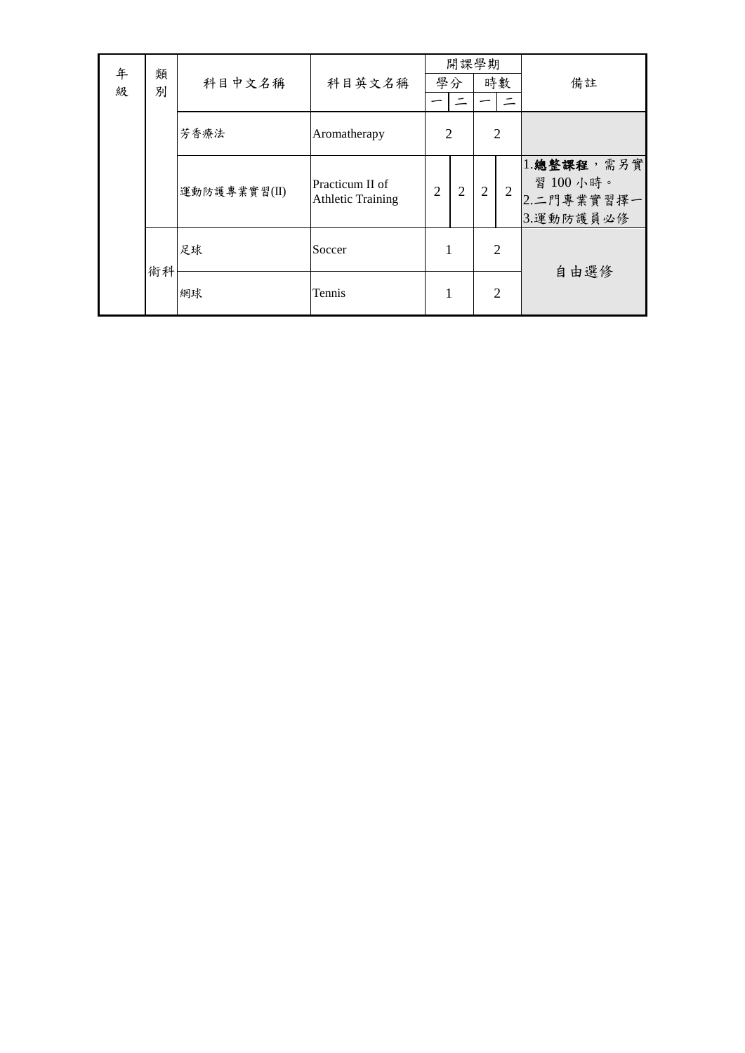| 年級 | 類別 | 科目中文名稱 | 科目英文名稱 | 開課學期 | | | | 備註 |
|---|---|---|---|---|---|---|---|---|
| | | | | 學分 | | 時數 | | |
| | | | | 一 | 二 | 一 | 二 | |
| | | 芳香療法 | Aromatherapy | 2 | | 2 | | |
| | | 運動防護專業實習(II) | Practicum II of Athletic Training | 2 | 2 | 2 | 2 | 1.**總整課程**，需另實習 100 小時。 2.二門專業實習擇一 3.運動防護員必修 |
| | 術科 | 足球 | Soccer | 1 | | 2 | | 自由選修 |
| | 術科 | 網球 | Tennis | 1 | | 2 | | 自由選修 |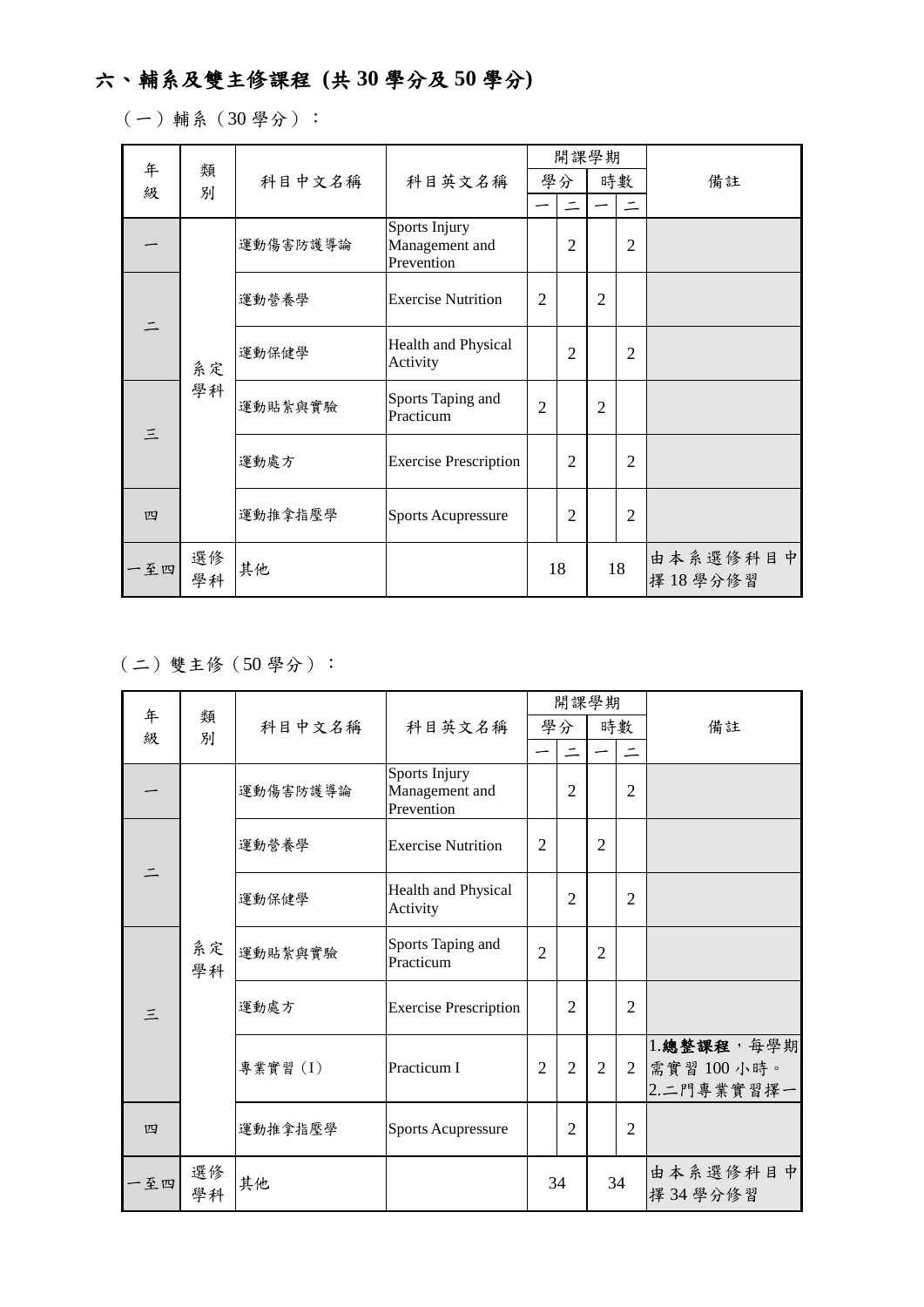# 六、輔系及雙主修課程 (共 30 學分及 50 學分)

（一）輔系（30 學分）：

| 年級 | 類別 | 科目中文名稱 | 科目英文名稱 | 開課學期 | | | | 備註 |
|---|---|---|---|---|---|---|---|---|
| | | | | 學分 | | 時數 | | |
| | | | | 一 | 二 | 一 | 二 | |
| 一 | 系定學科 | 運動傷害防護導論 | Sports Injury Management and Prevention | | 2 | | 2 | |
| 二 | | 運動營養學 | Exercise Nutrition | 2 | | 2 | | |
| | | 運動保健學 | Health and Physical Activity | | 2 | | 2 | |
| 三 | | 運動貼紮與實驗 | Sports Taping and Practicum | 2 | | 2 | | |
| | | 運動處方 | Exercise Prescription | | 2 | | 2 | |
| 四 | | 運動推拿指壓學 | Sports Acupressure | | 2 | | 2 | |
| 一至四 | 選修學科 | 其他 | | 18 | | 18 | | 由本系選修科目中擇 18 學分修習 |

（二）雙主修（50 學分）：

| 年級 | 類別 | 科目中文名稱 | 科目英文名稱 | 開課學期 | | | | 備註 |
|---|---|---|---|---|---|---|---|---|
| | | | | 學分 | | 時數 | | |
| | | | | 一 | 二 | 一 | 二 | |
| 一 | 系定學科 | 運動傷害防護導論 | Sports Injury Management and Prevention | | 2 | | 2 | |
| 二 | | 運動營養學 | Exercise Nutrition | 2 | | 2 | | |
| | | 運動保健學 | Health and Physical Activity | | 2 | | 2 | |
| 三 | | 運動貼紮與實驗 | Sports Taping and Practicum | 2 | | 2 | | |
| | | 運動處方 | Exercise Prescription | | 2 | | 2 | |
| | | 專業實習（I） | Practicum I | 2 | 2 | 2 | 2 | 1.**總整課程**，每學期需實習 100 小時。2.二門專業實習擇一 |
| 四 | | 運動推拿指壓學 | Sports Acupressure | | 2 | | 2 | |
| 一至四 | 選修學科 | 其他 | | 34 | | 34 | | 由本系選修科目中擇 34 學分修習 |